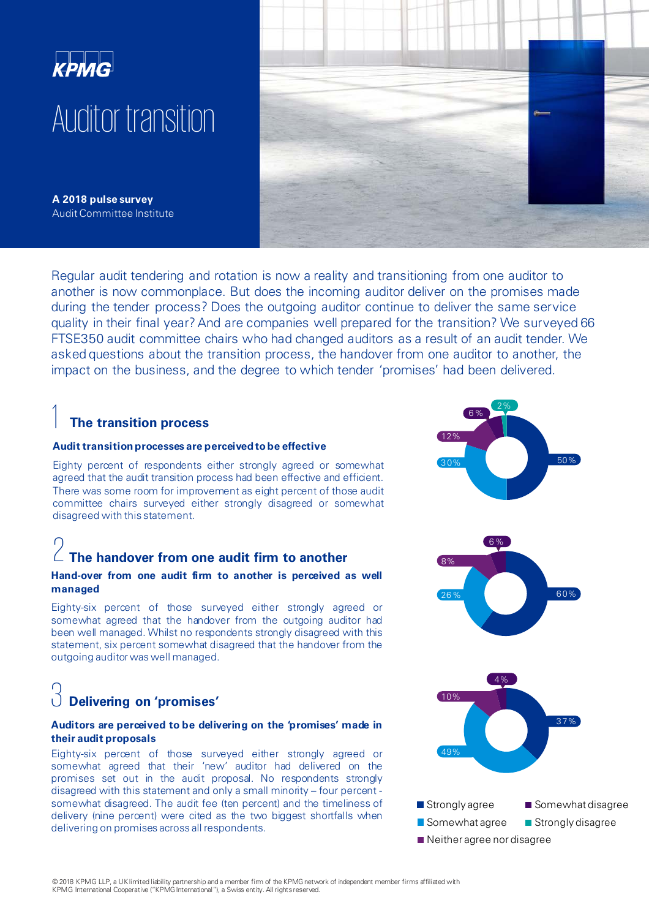KPMG

# Auditor transition

**A 2018 pulse survey**
Audit Committee Institute

Regular audit tendering and rotation is now a reality and transitioning from one auditor to another is now commonplace. But does the incoming auditor deliver on the promises made during the tender process? Does the outgoing auditor continue to deliver the same service quality in their final year? And are companies well prepared for the transition? We surveyed 66 FTSE350 audit committee chairs who had changed auditors as a result of an audit tender. We asked questions about the transition process, the handover from one auditor to another, the impact on the business, and the degree to which tender 'promises' had been delivered.

## 1 The transition process

### Audit transition processes are perceived to be effective

Eighty percent of respondents either strongly agreed or somewhat agreed that the audit transition process had been effective and efficient. There was some room for improvement as eight percent of those audit committee chairs surveyed either strongly disagreed or somewhat disagreed with this statement.

| Response | % |
|---|---|
| Strongly agree | 50% |
| Somewhat agree | 30% |
| Neither agree nor disagree | 12% |
| Somewhat disagree | 6% |
| Strongly disagree | 2% |

## 2 The handover from one audit firm to another

### Hand-over from one audit firm to another is perceived as well managed

Eighty-six percent of those surveyed either strongly agreed or somewhat agreed that the handover from the outgoing auditor had been well managed. Whilst no respondents strongly disagreed with this statement, six percent somewhat disagreed that the handover from the outgoing auditor was well managed.

| Response | % |
|---|---|
| Strongly agree | 60% |
| Somewhat agree | 26% |
| Neither agree nor disagree | 8% |
| Somewhat disagree | 6% |

## 3 Delivering on 'promises'

### Auditors are perceived to be delivering on the 'promises' made in their audit proposals

Eighty-six percent of those surveyed either strongly agreed or somewhat agreed that their 'new' auditor had delivered on the promises set out in the audit proposal. No respondents strongly disagreed with this statement and only a small minority – four percent - somewhat disagreed. The audit fee (ten percent) and the timeliness of delivery (nine percent) were cited as the two biggest shortfalls when delivering on promises across all respondents.

| Response | % |
|---|---|
| Strongly agree | 37% |
| Somewhat agree | 49% |
| Neither agree nor disagree | 10% |
| Somewhat disagree | 4% |

© 2018 KPMG LLP, a UK limited liability partnership and a member firm of the KPMG network of independent member firms affiliated with KPMG International Cooperative ("KPMG International"), a Swiss entity. All rights reserved.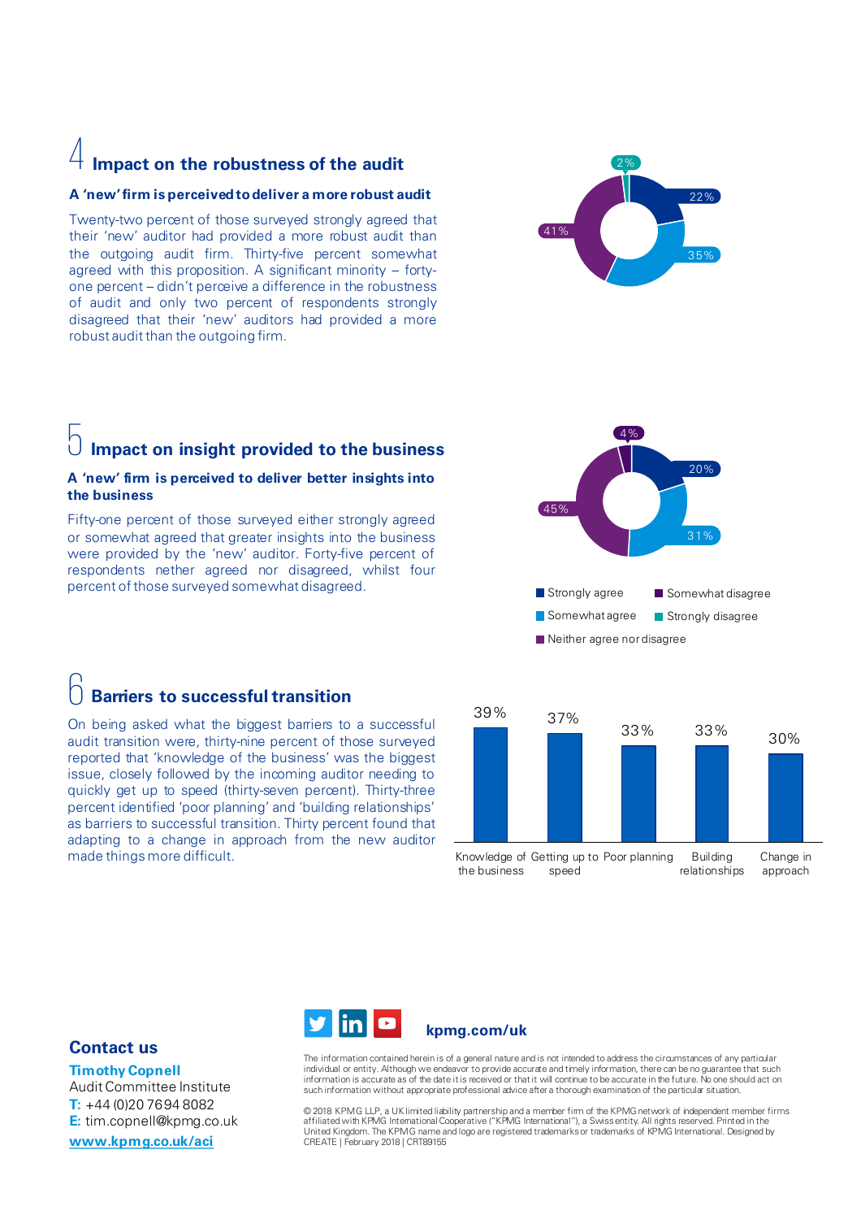## 4 Impact on the robustness of the audit

**A 'new' firm is perceived to deliver a more robust audit**

Twenty-two percent of those surveyed strongly agreed that their 'new' auditor had provided a more robust audit than the outgoing audit firm. Thirty-five percent somewhat agreed with this proposition. A significant minority – forty-one percent – didn't perceive a difference in the robustness of audit and only two percent of respondents strongly disagreed that their 'new' auditors had provided a more robust audit than the outgoing firm.

2%
22%
35%
41%

## 5 Impact on insight provided to the business

**A 'new' firm is perceived to deliver better insights into the business**

Fifty-one percent of those surveyed either strongly agreed or somewhat agreed that greater insights into the business were provided by the 'new' auditor. Forty-five percent of respondents nether agreed nor disagreed, whilst four percent of those surveyed somewhat disagreed.

4%
20%
31%
45%

Strongly agree
Somewhat disagree
Somewhat agree
Strongly disagree
Neither agree nor disagree

## 6 Barriers to successful transition

On being asked what the biggest barriers to a successful audit transition were, thirty-nine percent of those surveyed reported that 'knowledge of the business' was the biggest issue, closely followed by the incoming auditor needing to quickly get up to speed (thirty-seven percent). Thirty-three percent identified 'poor planning' and 'building relationships' as barriers to successful transition. Thirty percent found that adapting to a change in approach from the new auditor made things more difficult.

39%
37%
33%
33%
30%

Knowledge of the business
Getting up to speed
Poor planning
Building relationships
Change in approach

### Contact us

**Timothy Copnell**
Audit Committee Institute
**T:** +44 (0)20 7694 8082
**E:** tim.copnell@kpmg.co.uk
**www.kpmg.co.uk/aci**

**kpmg.com/uk**

The information contained herein is of a general nature and is not intended to address the circumstances of any particular individual or entity. Although we endeavor to provide accurate and timely information, there can be no guarantee that such information is accurate as of the date it is received or that it will continue to be accurate in the future. No one should act on such information without appropriate professional advice after a thorough examination of the particular situation.

© 2018 KPMG LLP, a UK limited liability partnership and a member firm of the KPMG network of independent member firms affiliated with KPMG International Cooperative ("KPMG International"), a Swiss entity. All rights reserved. Printed in the United Kingdom. The KPMG name and logo are registered trademarks or trademarks of KPMG International. Designed by CREATE | February 2018 | CRT89155